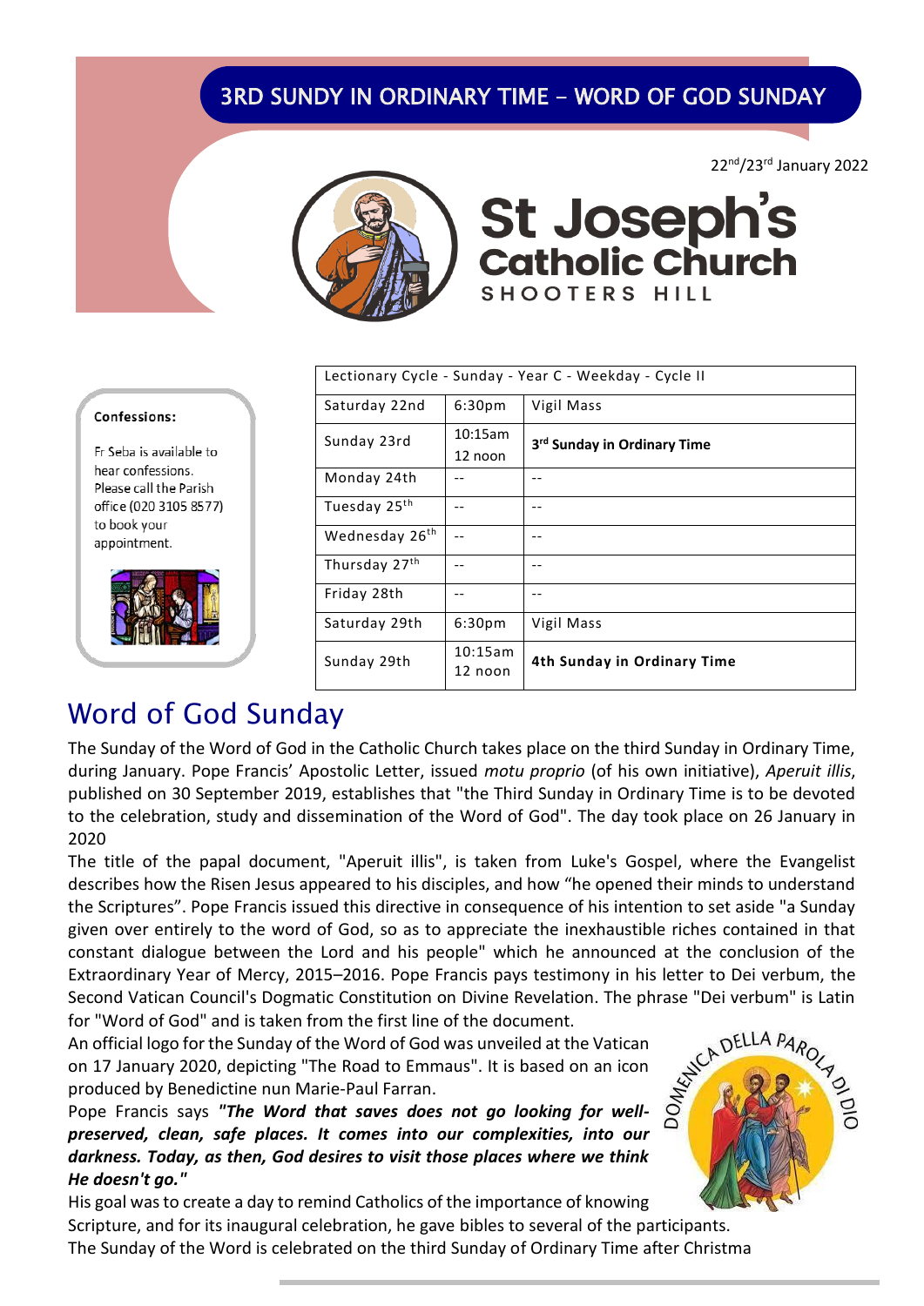# 3RD SUNDY IN ORDINARY TIME – WORD OF GOD SUNDAY

22nd/23rd January 2022

**St Joseph's Catholic Church**
SHOOTERS HILL

**Confessions:**

Fr Seba is available to hear confessions. Please call the Parish office (020 3105 8577) to book your appointment.

| Lectionary Cycle - Sunday - Year C - Weekday - Cycle II | | |
|---|---|---|
| Saturday 22nd | 6:30pm | Vigil Mass |
| Sunday 23rd | 10:15am 12 noon | **3rd Sunday in Ordinary Time** |
| Monday 24th | -- | -- |
| Tuesday 25th | -- | -- |
| Wednesday 26th | -- | -- |
| Thursday 27th | -- | -- |
| Friday 28th | -- | -- |
| Saturday 29th | 6:30pm | Vigil Mass |
| Sunday 29th | 10:15am 12 noon | **4th Sunday in Ordinary Time** |

## Word of God Sunday

The Sunday of the Word of God in the Catholic Church takes place on the third Sunday in Ordinary Time, during January. Pope Francis' Apostolic Letter, issued *motu proprio* (of his own initiative), *Aperuit illis*, published on 30 September 2019, establishes that "the Third Sunday in Ordinary Time is to be devoted to the celebration, study and dissemination of the Word of God". The day took place on 26 January in 2020

The title of the papal document, "Aperuit illis", is taken from Luke's Gospel, where the Evangelist describes how the Risen Jesus appeared to his disciples, and how "he opened their minds to understand the Scriptures". Pope Francis issued this directive in consequence of his intention to set aside "a Sunday given over entirely to the word of God, so as to appreciate the inexhaustible riches contained in that constant dialogue between the Lord and his people" which he announced at the conclusion of the Extraordinary Year of Mercy, 2015–2016. Pope Francis pays testimony in his letter to Dei verbum, the Second Vatican Council's Dogmatic Constitution on Divine Revelation. The phrase "Dei verbum" is Latin for "Word of God" and is taken from the first line of the document.

An official logo for the Sunday of the Word of God was unveiled at the Vatican on 17 January 2020, depicting "The Road to Emmaus". It is based on an icon produced by Benedictine nun Marie-Paul Farran.

DOMENICA DELLA PAROLA DI DIO

Pope Francis says ***"The Word that saves does not go looking for well-preserved, clean, safe places. It comes into our complexities, into our darkness. Today, as then, God desires to visit those places where we think He doesn't go."***

His goal was to create a day to remind Catholics of the importance of knowing Scripture, and for its inaugural celebration, he gave bibles to several of the participants.

The Sunday of the Word is celebrated on the third Sunday of Ordinary Time after Christma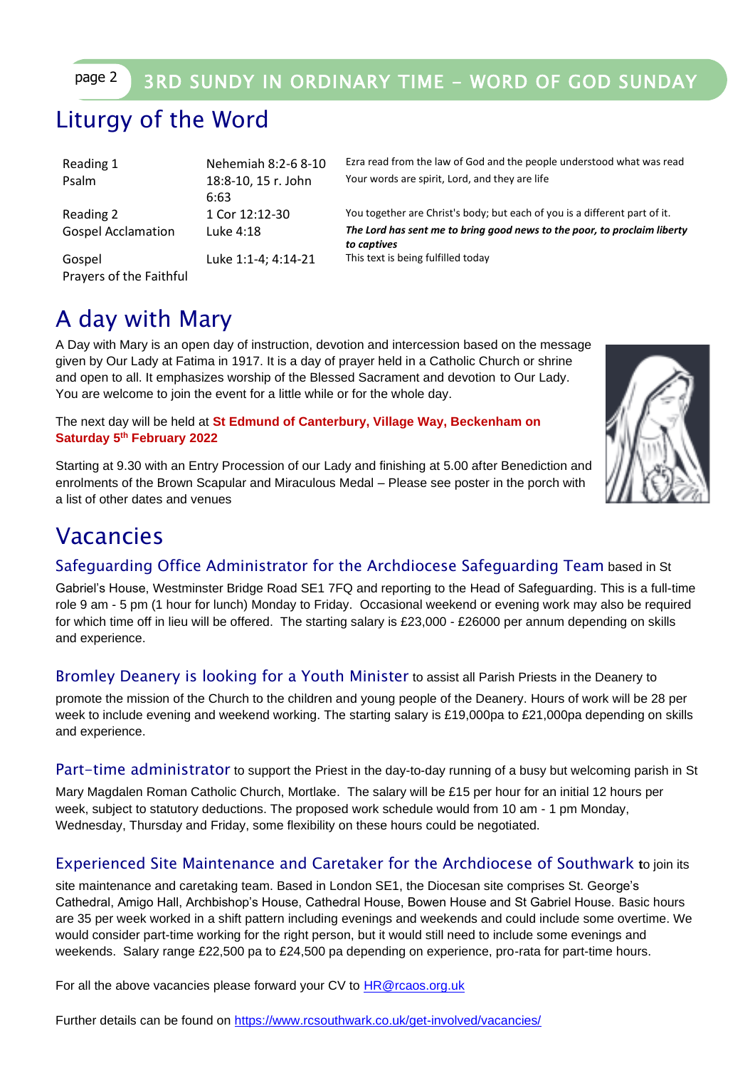## 3RD SUNDY IN ORDINARY TIME – WORD OF GOD SUNDAY

# Liturgy of the Word

| | | |
|---|---|---|
| Reading 1 | Nehemiah 8:2-6 8-10 | Ezra read from the law of God and the people understood what was read |
| Psalm | 18:8-10, 15 r. John 6:63 | Your words are spirit, Lord, and they are life |
| Reading 2 | 1 Cor 12:12-30 | You together are Christ's body; but each of you is a different part of it. |
| Gospel Acclamation | Luke 4:18 | ***The Lord has sent me to bring good news to the poor, to proclaim liberty to captives*** |
| Gospel | Luke 1:1-4; 4:14-21 | This text is being fulfilled today |
| Prayers of the Faithful | | |

# A day with Mary

A Day with Mary is an open day of instruction, devotion and intercession based on the message given by Our Lady at Fatima in 1917. It is a day of prayer held in a Catholic Church or shrine and open to all. It emphasizes worship of the Blessed Sacrament and devotion to Our Lady. You are welcome to join the event for a little while or for the whole day.

The next day will be held at **St Edmund of Canterbury, Village Way, Beckenham on Saturday 5th February 2022**

Starting at 9.30 with an Entry Procession of our Lady and finishing at 5.00 after Benediction and enrolments of the Brown Scapular and Miraculous Medal – Please see poster in the porch with a list of other dates and venues

# Vacancies

**Safeguarding Office Administrator for the Archdiocese Safeguarding Team** based in St Gabriel's House, Westminster Bridge Road SE1 7FQ and reporting to the Head of Safeguarding. This is a full-time role 9 am - 5 pm (1 hour for lunch) Monday to Friday. Occasional weekend or evening work may also be required for which time off in lieu will be offered. The starting salary is £23,000 - £26000 per annum depending on skills and experience.

**Bromley Deanery is looking for a Youth Minister** to assist all Parish Priests in the Deanery to promote the mission of the Church to the children and young people of the Deanery. Hours of work will be 28 per week to include evening and weekend working. The starting salary is £19,000pa to £21,000pa depending on skills and experience.

**Part-time administrator** to support the Priest in the day-to-day running of a busy but welcoming parish in St Mary Magdalen Roman Catholic Church, Mortlake. The salary will be £15 per hour for an initial 12 hours per week, subject to statutory deductions. The proposed work schedule would from 10 am - 1 pm Monday, Wednesday, Thursday and Friday, some flexibility on these hours could be negotiated.

**Experienced Site Maintenance and Caretaker for the Archdiocese of Southwark** to join its site maintenance and caretaking team. Based in London SE1, the Diocesan site comprises St. George's Cathedral, Amigo Hall, Archbishop's House, Cathedral House, Bowen House and St Gabriel House. Basic hours are 35 per week worked in a shift pattern including evenings and weekends and could include some overtime. We would consider part-time working for the right person, but it would still need to include some evenings and weekends. Salary range £22,500 pa to £24,500 pa depending on experience, pro-rata for part-time hours.

For all the above vacancies please forward your CV to HR@rcaos.org.uk

Further details can be found on https://www.rcsouthwark.co.uk/get-involved/vacancies/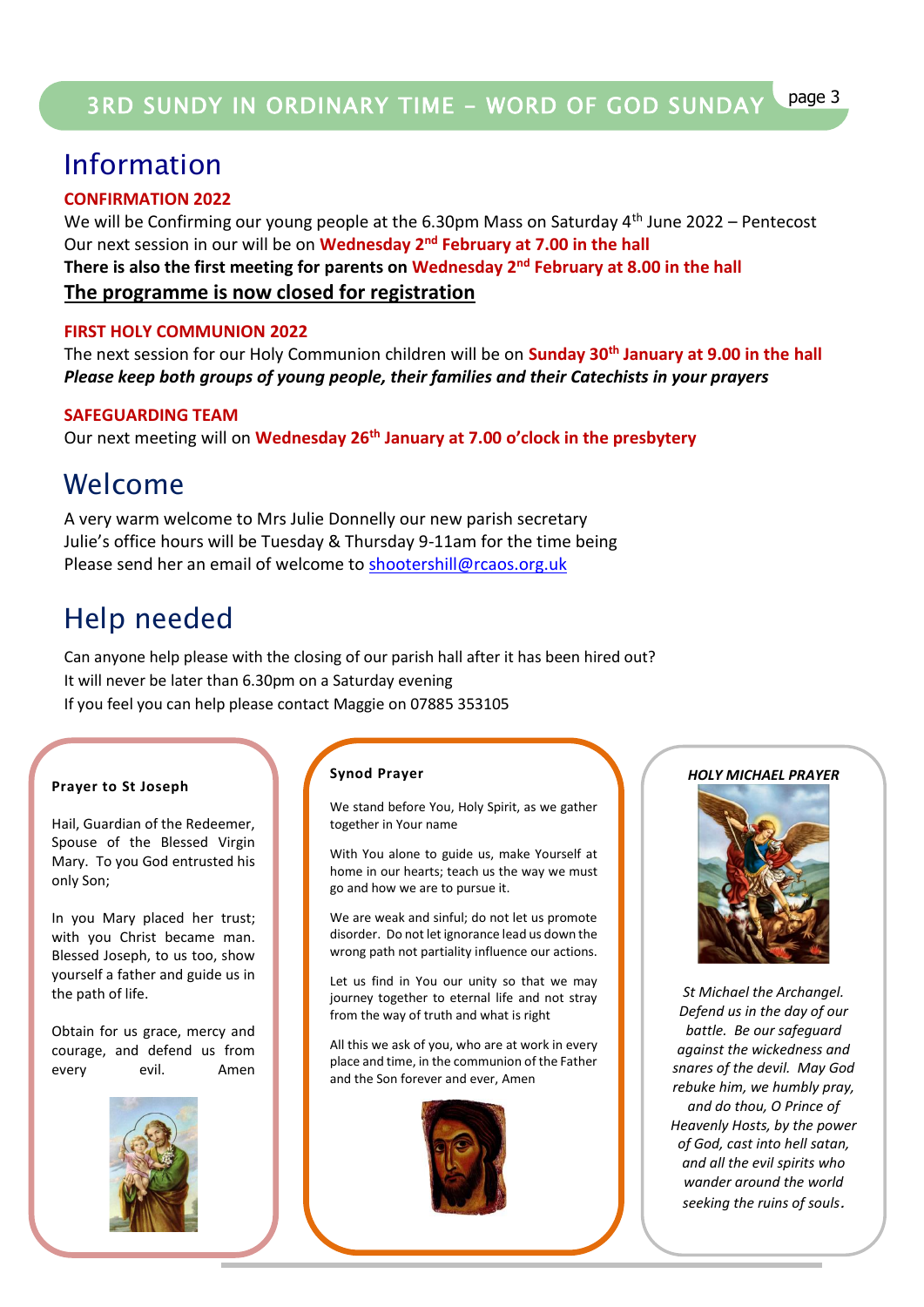# Information

**CONFIRMATION 2022**

We will be Confirming our young people at the 6.30pm Mass on Saturday 4th June 2022 – Pentecost
Our next session in our will be on **Wednesday 2nd February at 7.00 in the hall**
**There is also the first meeting for parents on Wednesday 2nd February at 8.00 in the hall**
**The programme is now closed for registration**

**FIRST HOLY COMMUNION 2022**

The next session for our Holy Communion children will be on **Sunday 30th January at 9.00 in the hall**
***Please keep both groups of young people, their families and their Catechists in your prayers***

**SAFEGUARDING TEAM**

Our next meeting will on **Wednesday 26th January at 7.00 o'clock in the presbytery**

# Welcome

A very warm welcome to Mrs Julie Donnelly our new parish secretary
Julie's office hours will be Tuesday & Thursday 9-11am for the time being
Please send her an email of welcome to shootershill@rcaos.org.uk

# Help needed

Can anyone help please with the closing of our parish hall after it has been hired out?
It will never be later than 6.30pm on a Saturday evening
If you feel you can help please contact Maggie on 07885 353105

**Prayer to St Joseph**

Hail, Guardian of the Redeemer, Spouse of the Blessed Virgin Mary. To you God entrusted his only Son;

In you Mary placed her trust; with you Christ became man. Blessed Joseph, to us too, show yourself a father and guide us in the path of life.

Obtain for us grace, mercy and courage, and defend us from every evil. Amen

**Synod Prayer**

We stand before You, Holy Spirit, as we gather together in Your name

With You alone to guide us, make Yourself at home in our hearts; teach us the way we must go and how we are to pursue it.

We are weak and sinful; do not let us promote disorder. Do not let ignorance lead us down the wrong path not partiality influence our actions.

Let us find in You our unity so that we may journey together to eternal life and not stray from the way of truth and what is right

All this we ask of you, who are at work in every place and time, in the communion of the Father and the Son forever and ever, Amen

***HOLY MICHAEL PRAYER***

*St Michael the Archangel. Defend us in the day of our battle. Be our safeguard against the wickedness and snares of the devil. May God rebuke him, we humbly pray, and do thou, O Prince of Heavenly Hosts, by the power of God, cast into hell satan, and all the evil spirits who wander around the world seeking the ruins of souls.*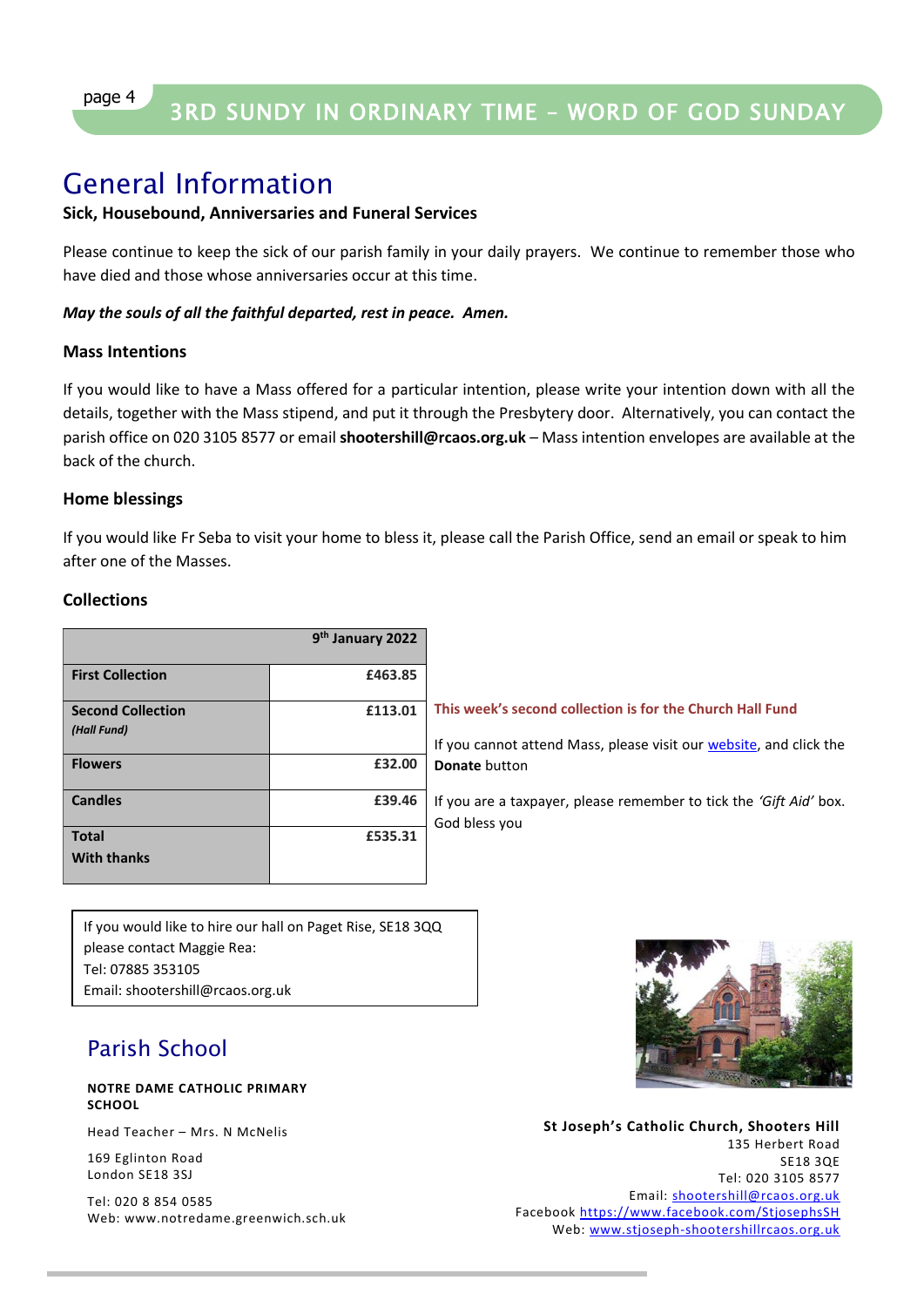# General Information

**Sick, Housebound, Anniversaries and Funeral Services**

Please continue to keep the sick of our parish family in your daily prayers. We continue to remember those who have died and those whose anniversaries occur at this time.

***May the souls of all the faithful departed, rest in peace. Amen.***

### Mass Intentions

If you would like to have a Mass offered for a particular intention, please write your intention down with all the details, together with the Mass stipend, and put it through the Presbytery door. Alternatively, you can contact the parish office on 020 3105 8577 or email **shootershill@rcaos.org.uk** – Mass intention envelopes are available at the back of the church.

### Home blessings

If you would like Fr Seba to visit your home to bless it, please call the Parish Office, send an email or speak to him after one of the Masses.

### Collections

| | 9th January 2022 |
|---|---|
| **First Collection** | **£463.85** |
| **Second Collection** *(Hall Fund)* | **£113.01** |
| **Flowers** | **£32.00** |
| **Candles** | **£39.46** |
| **Total** **With thanks** | **£535.31** |

**This week's second collection is for the Church Hall Fund**

If you cannot attend Mass, please visit our website, and click the **Donate** button

If you are a taxpayer, please remember to tick the *'Gift Aid'* box. God bless you

If you would like to hire our hall on Paget Rise, SE18 3QQ please contact Maggie Rea:
Tel: 07885 353105
Email: shootershill@rcaos.org.uk

## Parish School

**NOTRE DAME CATHOLIC PRIMARY SCHOOL**

Head Teacher – Mrs. N McNelis

169 Eglinton Road
London SE18 3SJ

Tel: 020 8 854 0585
Web: www.notredame.greenwich.sch.uk

**St Joseph's Catholic Church, Shooters Hill**
135 Herbert Road
SE18 3QE
Tel: 020 3105 8577
Email: shootershill@rcaos.org.uk
Facebook https://www.facebook.com/StjosephsSH
Web: www.stjoseph-shootershillrcaos.org.uk